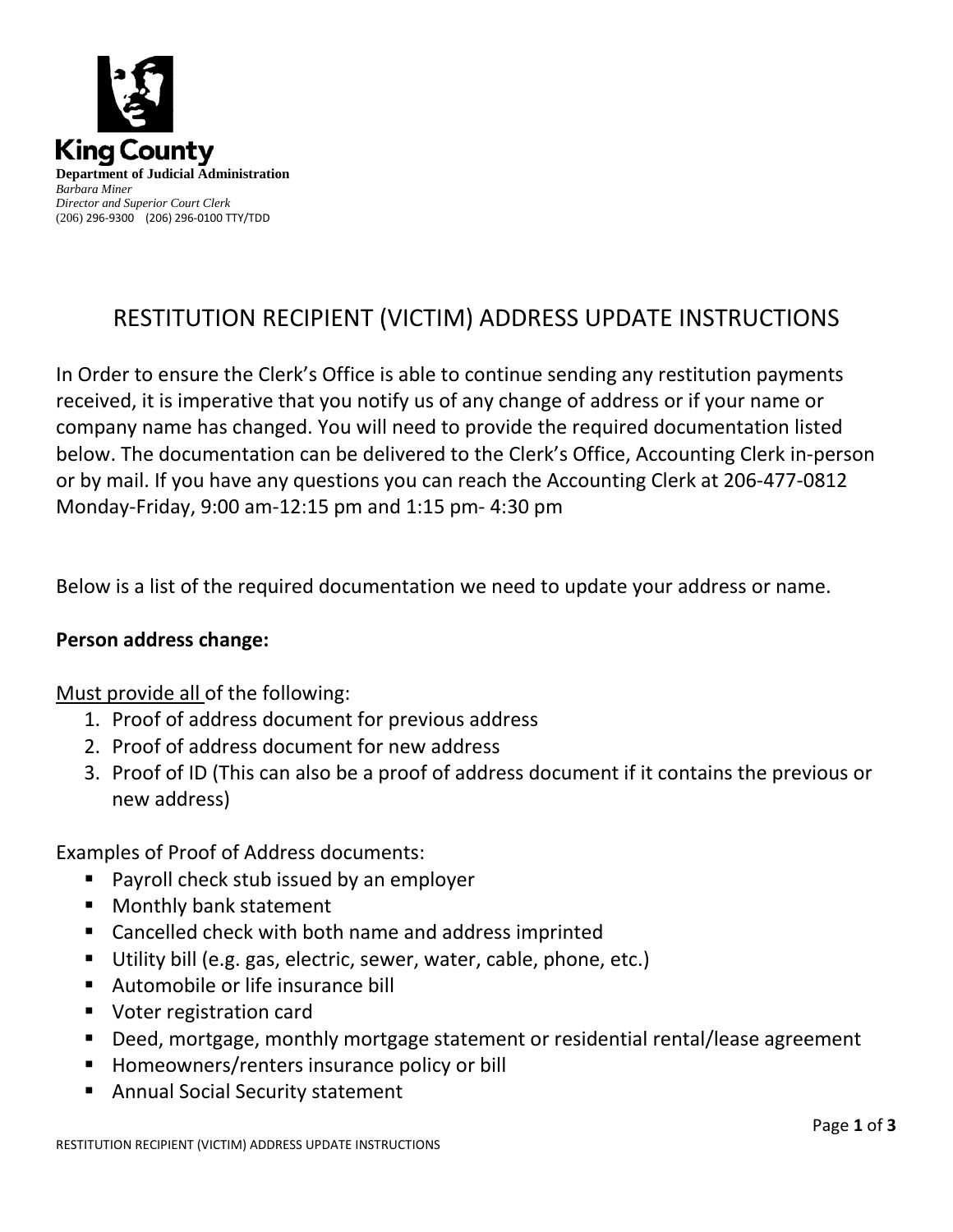**King County**

**Department of Judicial Administration**
*Barbara Miner*
*Director and Superior Court Clerk*
(206) 296-9300 (206) 296-0100 TTY/TDD

# RESTITUTION RECIPIENT (VICTIM) ADDRESS UPDATE INSTRUCTIONS

In Order to ensure the Clerk's Office is able to continue sending any restitution payments received, it is imperative that you notify us of any change of address or if your name or company name has changed. You will need to provide the required documentation listed below. The documentation can be delivered to the Clerk's Office, Accounting Clerk in-person or by mail. If you have any questions you can reach the Accounting Clerk at 206-477-0812 Monday-Friday, 9:00 am-12:15 pm and 1:15 pm- 4:30 pm

Below is a list of the required documentation we need to update your address or name.

**Person address change:**

<u>Must provide all</u> of the following:

1. Proof of address document for previous address
2. Proof of address document for new address
3. Proof of ID (This can also be a proof of address document if it contains the previous or new address)

Examples of Proof of Address documents:

- Payroll check stub issued by an employer
- Monthly bank statement
- Cancelled check with both name and address imprinted
- Utility bill (e.g. gas, electric, sewer, water, cable, phone, etc.)
- Automobile or life insurance bill
- Voter registration card
- Deed, mortgage, monthly mortgage statement or residential rental/lease agreement
- Homeowners/renters insurance policy or bill
- Annual Social Security statement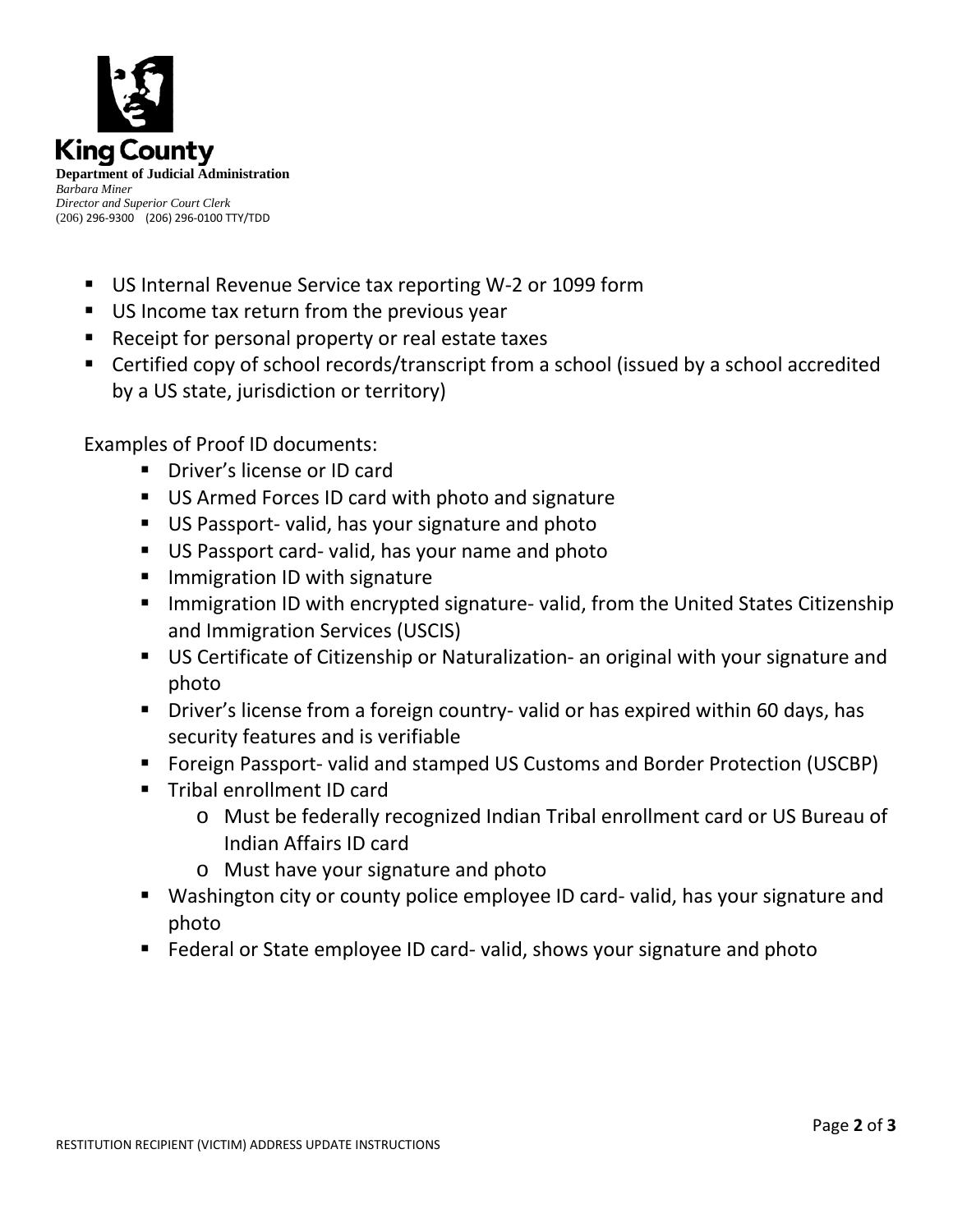- US Internal Revenue Service tax reporting W-2 or 1099 form
- US Income tax return from the previous year
- Receipt for personal property or real estate taxes
- Certified copy of school records/transcript from a school (issued by a school accredited by a US state, jurisdiction or territory)

Examples of Proof ID documents:

- Driver's license or ID card
- US Armed Forces ID card with photo and signature
- US Passport- valid, has your signature and photo
- US Passport card- valid, has your name and photo
- Immigration ID with signature
- Immigration ID with encrypted signature- valid, from the United States Citizenship and Immigration Services (USCIS)
- US Certificate of Citizenship or Naturalization- an original with your signature and photo
- Driver's license from a foreign country- valid or has expired within 60 days, has security features and is verifiable
- Foreign Passport- valid and stamped US Customs and Border Protection (USCBP)
- Tribal enrollment ID card
  - Must be federally recognized Indian Tribal enrollment card or US Bureau of Indian Affairs ID card
  - Must have your signature and photo
- Washington city or county police employee ID card- valid, has your signature and photo
- Federal or State employee ID card- valid, shows your signature and photo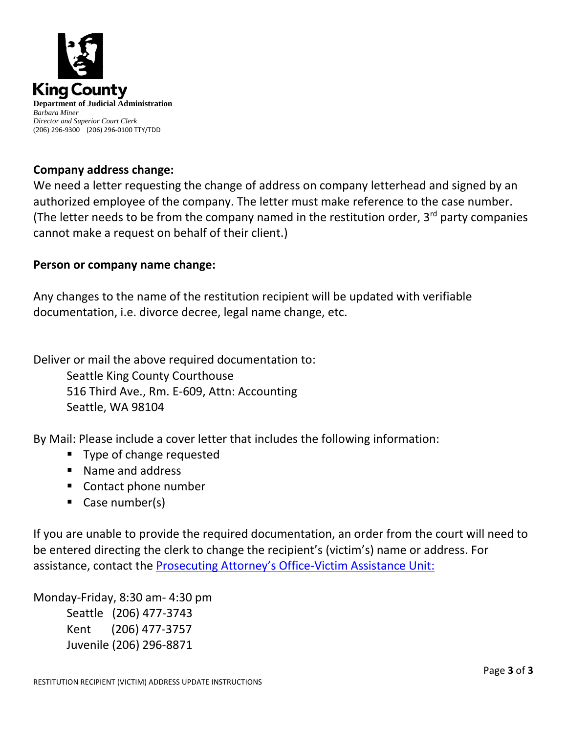**King County**

**Department of Judicial Administration**

*Barbara Miner*

*Director and Superior Court Clerk*

(206) 296-9300 (206) 296-0100 TTY/TDD

**Company address change:**

We need a letter requesting the change of address on company letterhead and signed by an authorized employee of the company. The letter must make reference to the case number. (The letter needs to be from the company named in the restitution order, 3rd party companies cannot make a request on behalf of their client.)

**Person or company name change:**

Any changes to the name of the restitution recipient will be updated with verifiable documentation, i.e. divorce decree, legal name change, etc.

Deliver or mail the above required documentation to:

Seattle King County Courthouse
516 Third Ave., Rm. E-609, Attn: Accounting
Seattle, WA 98104

By Mail: Please include a cover letter that includes the following information:

- Type of change requested
- Name and address
- Contact phone number
- Case number(s)

If you are unable to provide the required documentation, an order from the court will need to be entered directing the clerk to change the recipient's (victim's) name or address. For assistance, contact the Prosecuting Attorney's Office-Victim Assistance Unit:

Monday-Friday, 8:30 am- 4:30 pm

Seattle (206) 477-3743
Kent (206) 477-3757
Juvenile (206) 296-8871

RESTITUTION RECIPIENT (VICTIM) ADDRESS UPDATE INSTRUCTIONS